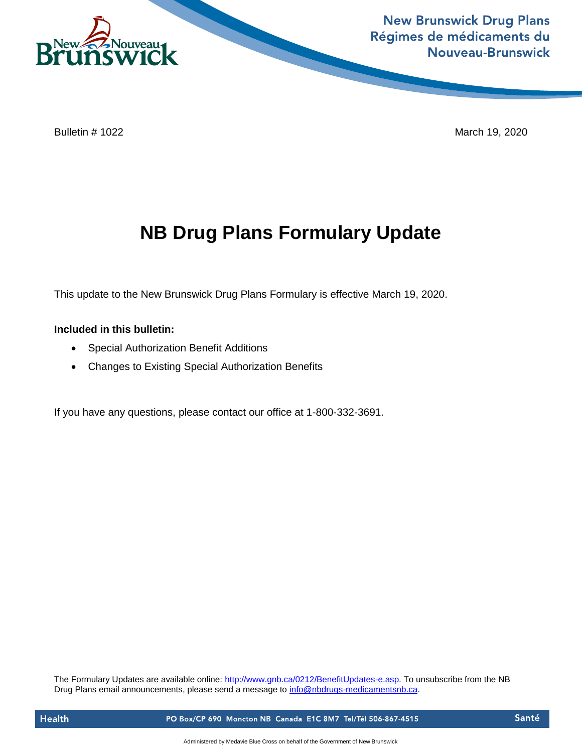New Brunswick Drug Plans
Régimes de médicaments du Nouveau-Brunswick

Bulletin # 1022 March 19, 2020

# NB Drug Plans Formulary Update

This update to the New Brunswick Drug Plans Formulary is effective March 19, 2020.

**Included in this bulletin:**

- Special Authorization Benefit Additions
- Changes to Existing Special Authorization Benefits

If you have any questions, please contact our office at 1-800-332-3691.

The Formulary Updates are available online: http://www.gnb.ca/0212/BenefitUpdates-e.asp. To unsubscribe from the NB Drug Plans email announcements, please send a message to info@nbdrugs-medicamentsnb.ca.

Health PO Box/CP 690 Moncton NB Canada E1C 8M7 Tel/Tél 506-867-4515 Santé

Administered by Medavie Blue Cross on behalf of the Government of New Brunswick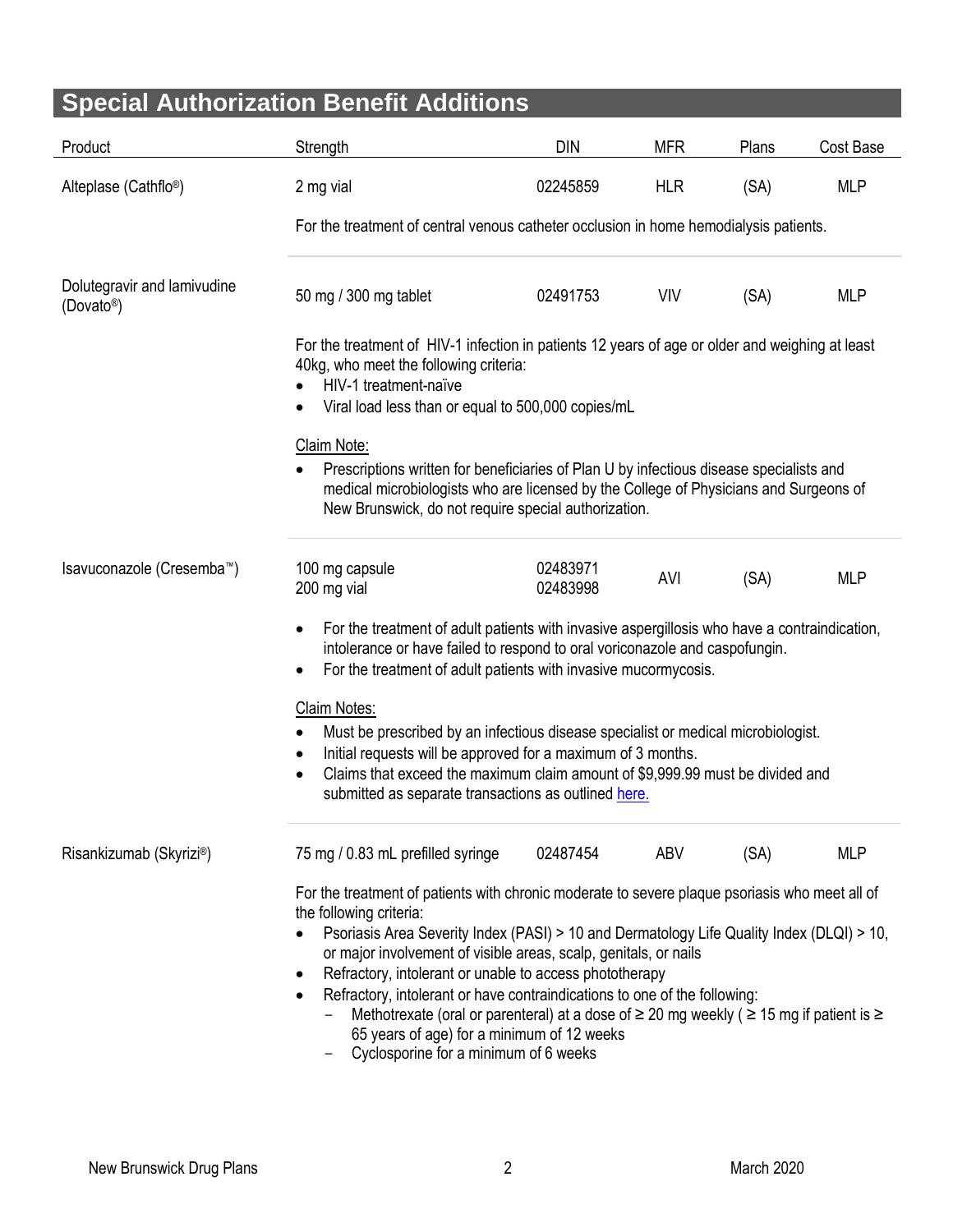## Special Authorization Benefit Additions

| Product | Strength | DIN | MFR | Plans | Cost Base |
|---|---|---|---|---|---|
| Alteplase (Cathflo®) | 2 mg vial | 02245859 | HLR | (SA) | MLP |

For the treatment of central venous catheter occlusion in home hemodialysis patients.

| Product | Strength | DIN | MFR | Plans | Cost Base |
|---|---|---|---|---|---|
| Dolutegravir and lamivudine (Dovato®) | 50 mg / 300 mg tablet | 02491753 | VIV | (SA) | MLP |

For the treatment of HIV-1 infection in patients 12 years of age or older and weighing at least 40kg, who meet the following criteria:

- HIV-1 treatment-naïve
- Viral load less than or equal to 500,000 copies/mL

Claim Note:

- Prescriptions written for beneficiaries of Plan U by infectious disease specialists and medical microbiologists who are licensed by the College of Physicians and Surgeons of New Brunswick, do not require special authorization.

| Product | Strength | DIN | MFR | Plans | Cost Base |
|---|---|---|---|---|---|
| Isavuconazole (Cresemba™) | 100 mg capsule<br>200 mg vial | 02483971<br>02483998 | AVI | (SA) | MLP |

- For the treatment of adult patients with invasive aspergillosis who have a contraindication, intolerance or have failed to respond to oral voriconazole and caspofungin.
- For the treatment of adult patients with invasive mucormycosis.

Claim Notes:

- Must be prescribed by an infectious disease specialist or medical microbiologist.
- Initial requests will be approved for a maximum of 3 months.
- Claims that exceed the maximum claim amount of $9,999.99 must be divided and submitted as separate transactions as outlined here.

| Product | Strength | DIN | MFR | Plans | Cost Base |
|---|---|---|---|---|---|
| Risankizumab (Skyrizi®) | 75 mg / 0.83 mL prefilled syringe | 02487454 | ABV | (SA) | MLP |

For the treatment of patients with chronic moderate to severe plaque psoriasis who meet all of the following criteria:

- Psoriasis Area Severity Index (PASI) > 10 and Dermatology Life Quality Index (DLQI) > 10, or major involvement of visible areas, scalp, genitals, or nails
- Refractory, intolerant or unable to access phototherapy
- Refractory, intolerant or have contraindications to one of the following:
  - Methotrexate (oral or parenteral) at a dose of ≥ 20 mg weekly ( ≥ 15 mg if patient is ≥ 65 years of age) for a minimum of 12 weeks
  - Cyclosporine for a minimum of 6 weeks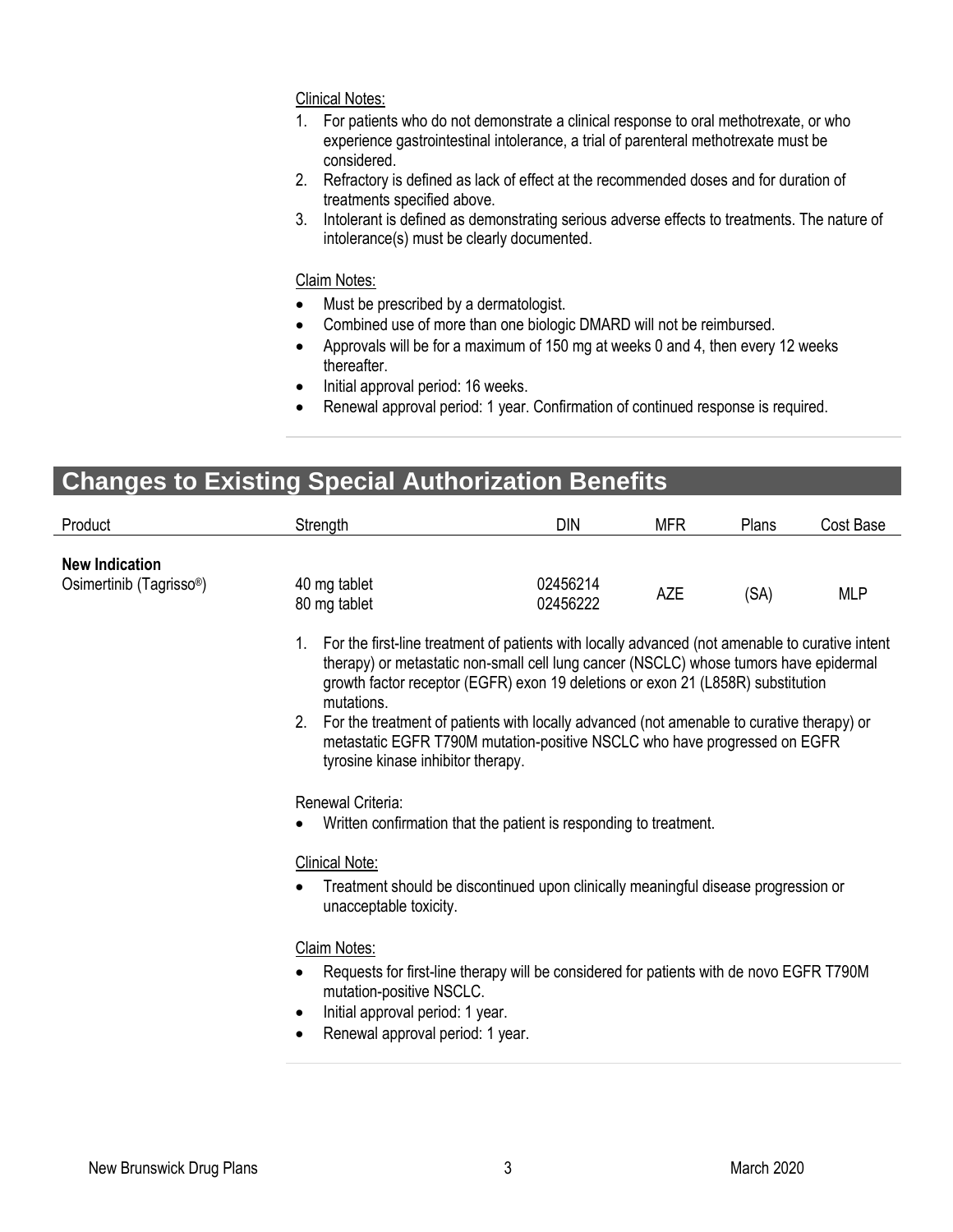Clinical Notes:

1. For patients who do not demonstrate a clinical response to oral methotrexate, or who experience gastrointestinal intolerance, a trial of parenteral methotrexate must be considered.
2. Refractory is defined as lack of effect at the recommended doses and for duration of treatments specified above.
3. Intolerant is defined as demonstrating serious adverse effects to treatments. The nature of intolerance(s) must be clearly documented.

Claim Notes:

- Must be prescribed by a dermatologist.
- Combined use of more than one biologic DMARD will not be reimbursed.
- Approvals will be for a maximum of 150 mg at weeks 0 and 4, then every 12 weeks thereafter.
- Initial approval period: 16 weeks.
- Renewal approval period: 1 year. Confirmation of continued response is required.

## Changes to Existing Special Authorization Benefits

| Product | Strength | DIN | MFR | Plans | Cost Base |
|---|---|---|---|---|---|
| **New Indication** | | | | | |
| Osimertinib (Tagrisso®) | 40 mg tablet<br>80 mg tablet | 02456214<br>02456222 | AZE | (SA) | MLP |

1. For the first-line treatment of patients with locally advanced (not amenable to curative intent therapy) or metastatic non-small cell lung cancer (NSCLC) whose tumors have epidermal growth factor receptor (EGFR) exon 19 deletions or exon 21 (L858R) substitution mutations.
2. For the treatment of patients with locally advanced (not amenable to curative therapy) or metastatic EGFR T790M mutation-positive NSCLC who have progressed on EGFR tyrosine kinase inhibitor therapy.

Renewal Criteria:

- Written confirmation that the patient is responding to treatment.

Clinical Note:

- Treatment should be discontinued upon clinically meaningful disease progression or unacceptable toxicity.

Claim Notes:

- Requests for first-line therapy will be considered for patients with de novo EGFR T790M mutation-positive NSCLC.
- Initial approval period: 1 year.
- Renewal approval period: 1 year.